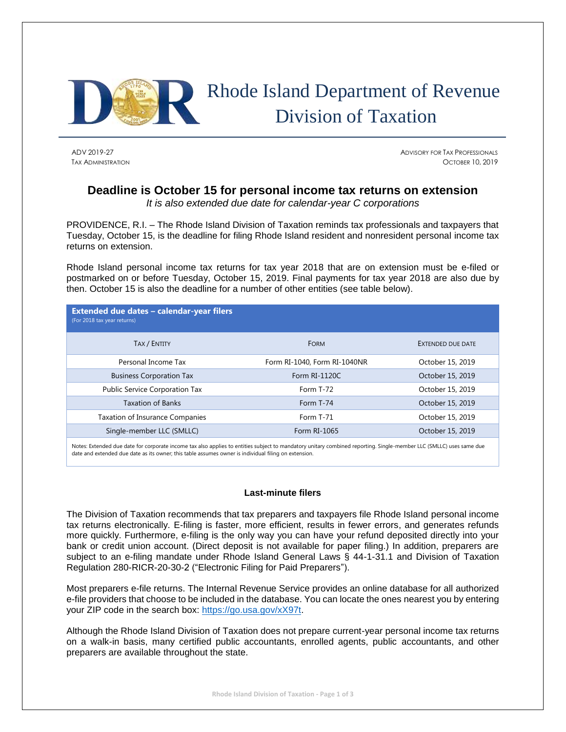# Rhode Island Department of Revenue Division of Taxation

ADV 2019-27
TAX ADMINISTRATION

ADVISORY FOR TAX PROFESSIONALS
OCTOBER 10, 2019

## Deadline is October 15 for personal income tax returns on extension

*It is also extended due date for calendar-year C corporations*

PROVIDENCE, R.I. – The Rhode Island Division of Taxation reminds tax professionals and taxpayers that Tuesday, October 15, is the deadline for filing Rhode Island resident and nonresident personal income tax returns on extension.

Rhode Island personal income tax returns for tax year 2018 that are on extension must be e-filed or postmarked on or before Tuesday, October 15, 2019. Final payments for tax year 2018 are also due by then. October 15 is also the deadline for a number of other entities (see table below).

**Extended due dates – calendar-year filers**
(For 2018 tax year returns)

| TAX / ENTITY | FORM | EXTENDED DUE DATE |
|---|---|---|
| Personal Income Tax | Form RI-1040, Form RI-1040NR | October 15, 2019 |
| Business Corporation Tax | Form RI-1120C | October 15, 2019 |
| Public Service Corporation Tax | Form T-72 | October 15, 2019 |
| Taxation of Banks | Form T-74 | October 15, 2019 |
| Taxation of Insurance Companies | Form T-71 | October 15, 2019 |
| Single-member LLC (SMLLC) | Form RI-1065 | October 15, 2019 |

Notes: Extended due date for corporate income tax also applies to entities subject to mandatory unitary combined reporting. Single-member LLC (SMLLC) uses same due date and extended due date as its owner; this table assumes owner is individual filing on extension.

### Last-minute filers

The Division of Taxation recommends that tax preparers and taxpayers file Rhode Island personal income tax returns electronically. E-filing is faster, more efficient, results in fewer errors, and generates refunds more quickly. Furthermore, e-filing is the only way you can have your refund deposited directly into your bank or credit union account. (Direct deposit is not available for paper filing.) In addition, preparers are subject to an e-filing mandate under Rhode Island General Laws § 44-1-31.1 and Division of Taxation Regulation 280-RICR-20-30-2 ("Electronic Filing for Paid Preparers").

Most preparers e-file returns. The Internal Revenue Service provides an online database for all authorized e-file providers that choose to be included in the database. You can locate the ones nearest you by entering your ZIP code in the search box: https://go.usa.gov/xX97t.

Although the Rhode Island Division of Taxation does not prepare current-year personal income tax returns on a walk-in basis, many certified public accountants, enrolled agents, public accountants, and other preparers are available throughout the state.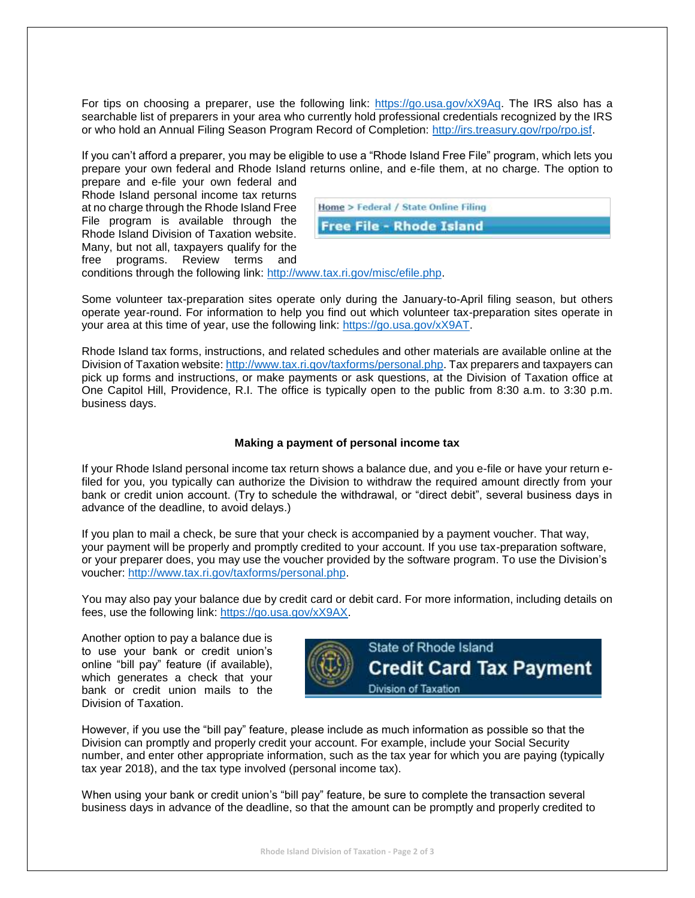For tips on choosing a preparer, use the following link: https://go.usa.gov/xX9Aq. The IRS also has a searchable list of preparers in your area who currently hold professional credentials recognized by the IRS or who hold an Annual Filing Season Program Record of Completion: http://irs.treasury.gov/rpo/rpo.jsf.

If you can't afford a preparer, you may be eligible to use a "Rhode Island Free File" program, which lets you prepare your own federal and Rhode Island returns online, and e-file them, at no charge. The option to prepare and e-file your own federal and Rhode Island personal income tax returns at no charge through the Rhode Island Free File program is available through the Rhode Island Division of Taxation website. Many, but not all, taxpayers qualify for the free programs. Review terms and conditions through the following link: http://www.tax.ri.gov/misc/efile.php.

Some volunteer tax-preparation sites operate only during the January-to-April filing season, but others operate year-round. For information to help you find out which volunteer tax-preparation sites operate in your area at this time of year, use the following link: https://go.usa.gov/xX9AT.

Rhode Island tax forms, instructions, and related schedules and other materials are available online at the Division of Taxation website: http://www.tax.ri.gov/taxforms/personal.php. Tax preparers and taxpayers can pick up forms and instructions, or make payments or ask questions, at the Division of Taxation office at One Capitol Hill, Providence, R.I. The office is typically open to the public from 8:30 a.m. to 3:30 p.m. business days.

**Making a payment of personal income tax**

If your Rhode Island personal income tax return shows a balance due, and you e-file or have your return e-filed for you, you typically can authorize the Division to withdraw the required amount directly from your bank or credit union account. (Try to schedule the withdrawal, or "direct debit", several business days in advance of the deadline, to avoid delays.)

If you plan to mail a check, be sure that your check is accompanied by a payment voucher. That way, your payment will be properly and promptly credited to your account. If you use tax-preparation software, or your preparer does, you may use the voucher provided by the software program. To use the Division's voucher: http://www.tax.ri.gov/taxforms/personal.php.

You may also pay your balance due by credit card or debit card. For more information, including details on fees, use the following link: https://go.usa.gov/xX9AX.

Another option to pay a balance due is to use your bank or credit union's online "bill pay" feature (if available), which generates a check that your bank or credit union mails to the Division of Taxation.

However, if you use the "bill pay" feature, please include as much information as possible so that the Division can promptly and properly credit your account. For example, include your Social Security number, and enter other appropriate information, such as the tax year for which you are paying (typically tax year 2018), and the tax type involved (personal income tax).

When using your bank or credit union's "bill pay" feature, be sure to complete the transaction several business days in advance of the deadline, so that the amount can be promptly and properly credited to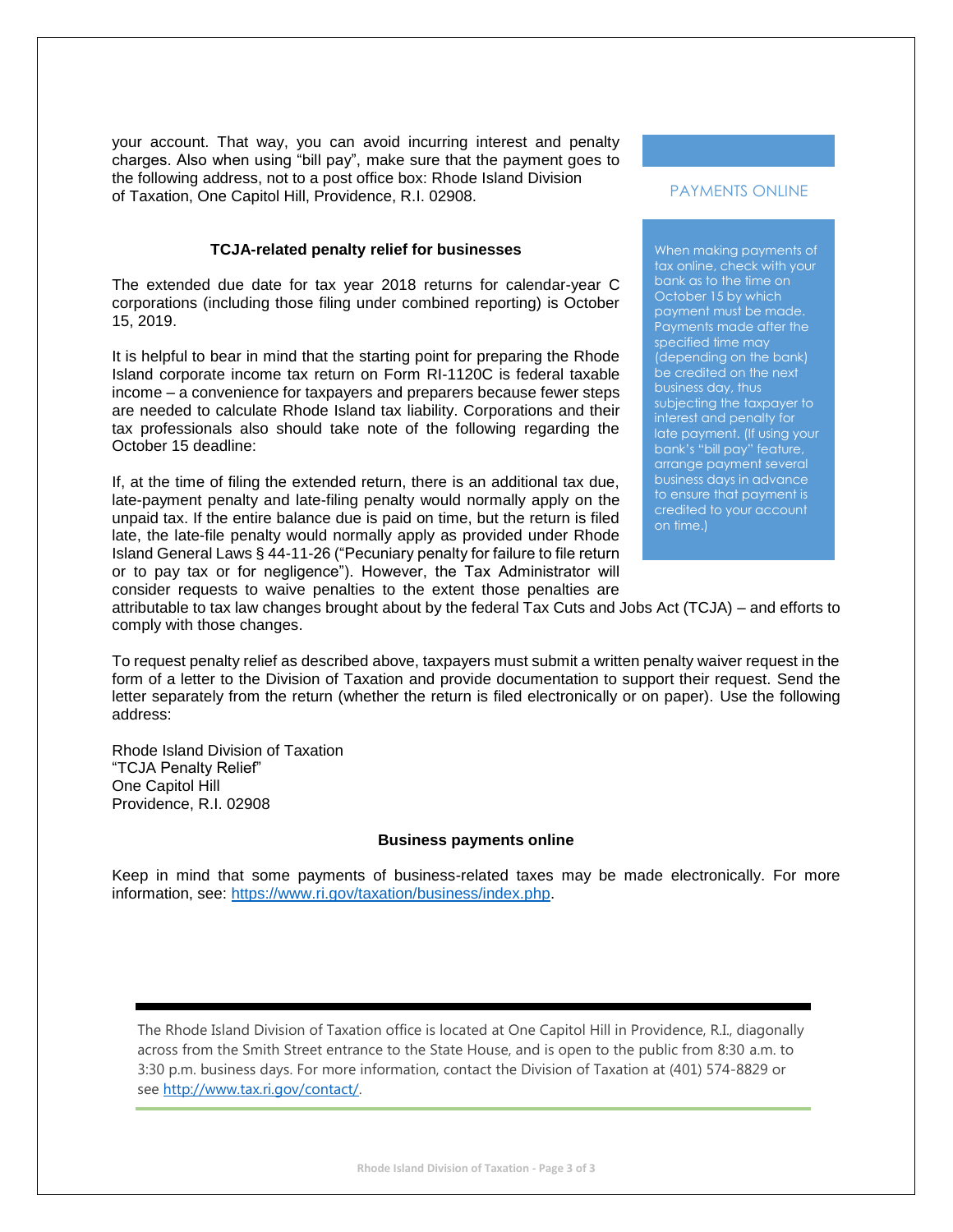your account. That way, you can avoid incurring interest and penalty charges. Also when using "bill pay", make sure that the payment goes to the following address, not to a post office box: Rhode Island Division of Taxation, One Capitol Hill, Providence, R.I. 02908.

PAYMENTS ONLINE

When making payments of tax online, check with your bank as to the time on October 15 by which payment must be made. Payments made after the specified time may (depending on the bank) be credited on the next business day, thus subjecting the taxpayer to interest and penalty for late payment. (If using your bank's "bill pay" feature, arrange payment several business days in advance to ensure that payment is credited to your account on time.)

### TCJA-related penalty relief for businesses

The extended due date for tax year 2018 returns for calendar-year C corporations (including those filing under combined reporting) is October 15, 2019.

It is helpful to bear in mind that the starting point for preparing the Rhode Island corporate income tax return on Form RI-1120C is federal taxable income – a convenience for taxpayers and preparers because fewer steps are needed to calculate Rhode Island tax liability. Corporations and their tax professionals also should take note of the following regarding the October 15 deadline:

If, at the time of filing the extended return, there is an additional tax due, late-payment penalty and late-filing penalty would normally apply on the unpaid tax. If the entire balance due is paid on time, but the return is filed late, the late-file penalty would normally apply as provided under Rhode Island General Laws § 44-11-26 ("Pecuniary penalty for failure to file return or to pay tax or for negligence"). However, the Tax Administrator will consider requests to waive penalties to the extent those penalties are attributable to tax law changes brought about by the federal Tax Cuts and Jobs Act (TCJA) – and efforts to comply with those changes.

To request penalty relief as described above, taxpayers must submit a written penalty waiver request in the form of a letter to the Division of Taxation and provide documentation to support their request. Send the letter separately from the return (whether the return is filed electronically or on paper). Use the following address:

Rhode Island Division of Taxation
"TCJA Penalty Relief"
One Capitol Hill
Providence, R.I. 02908

### Business payments online

Keep in mind that some payments of business-related taxes may be made electronically. For more information, see: [https://www.ri.gov/taxation/business/index.php](https://www.ri.gov/taxation/business/index.php).

---

The Rhode Island Division of Taxation office is located at One Capitol Hill in Providence, R.I., diagonally across from the Smith Street entrance to the State House, and is open to the public from 8:30 a.m. to 3:30 p.m. business days. For more information, contact the Division of Taxation at (401) 574-8829 or see [http://www.tax.ri.gov/contact/](http://www.tax.ri.gov/contact/).